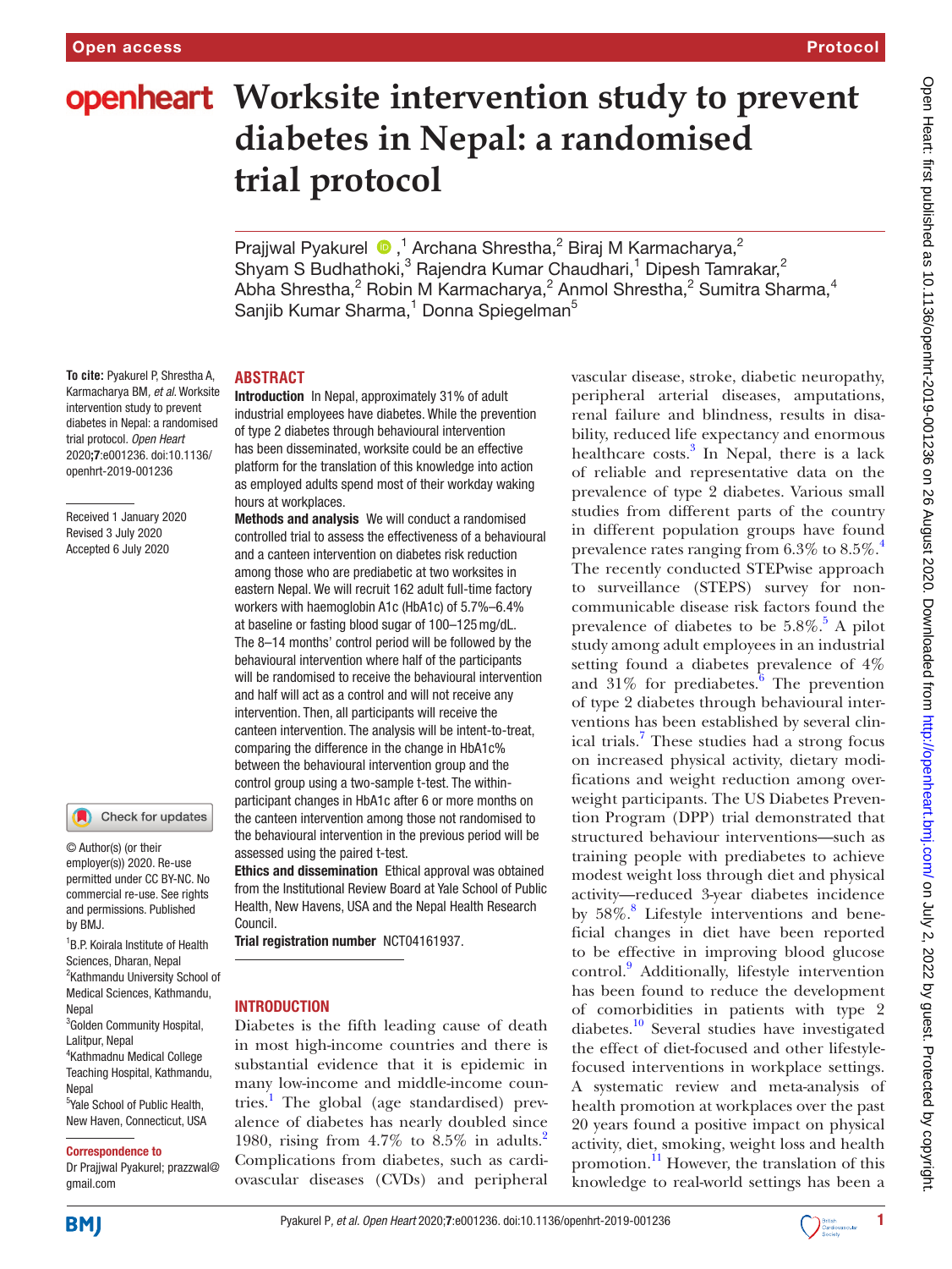# Worksite intervention study to prevent diabetes in Nepal: a randomised trial protocol

Prajjwal Pyakurel,[1] Archana Shrestha,[2] Biraj M Karmacharya,[2] Shyam S Budhathoki,[3] Rajendra Kumar Chaudhari,[1] Dipesh Tamrakar,[2] Abha Shrestha,[2] Robin M Karmacharya,[2] Anmol Shrestha,[2] Sumitra Sharma,[4] Sanjib Kumar Sharma,[1] Donna Spiegelman[5]

**To cite:** Pyakurel P, Shrestha A, Karmacharya BM, *et al*. Worksite intervention study to prevent diabetes in Nepal: a randomised trial protocol. *Open Heart* 2020;**7**:e001236. doi:10.1136/openhrt-2019-001236

Received 1 January 2020
Revised 3 July 2020
Accepted 6 July 2020

© Author(s) (or their employer(s)) 2020. Re-use permitted under CC BY-NC. No commercial re-use. See rights and permissions. Published by BMJ.

[1]B.P. Koirala Institute of Health Sciences, Dharan, Nepal
[2]Kathmandu University School of Medical Sciences, Kathmandu, Nepal
[3]Golden Community Hospital, Lalitpur, Nepal
[4]Kathmadnu Medical College Teaching Hospital, Kathmandu, Nepal
[5]Yale School of Public Health, New Haven, Connecticut, USA

**Correspondence to**
Dr Prajjwal Pyakurel; prazzwal@gmail.com

## ABSTRACT

**Introduction** In Nepal, approximately 31% of adult industrial employees have diabetes. While the prevention of type 2 diabetes through behavioural intervention has been disseminated, worksite could be an effective platform for the translation of this knowledge into action as employed adults spend most of their workday waking hours at workplaces.

**Methods and analysis** We will conduct a randomised controlled trial to assess the effectiveness of a behavioural and a canteen intervention on diabetes risk reduction among those who are prediabetic at two worksites in eastern Nepal. We will recruit 162 adult full-time factory workers with haemoglobin A1c (HbA1c) of 5.7%–6.4% at baseline or fasting blood sugar of 100–125 mg/dL. The 8–14 months' control period will be followed by the behavioural intervention where half of the participants will be randomised to receive the behavioural intervention and half will act as a control and will not receive any intervention. Then, all participants will receive the canteen intervention. The analysis will be intent-to-treat, comparing the difference in the change in HbA1c% between the behavioural intervention group and the control group using a two-sample t-test. The within-participant changes in HbA1c after 6 or more months on the canteen intervention among those not randomised to the behavioural intervention in the previous period will be assessed using the paired t-test.

**Ethics and dissemination** Ethical approval was obtained from the Institutional Review Board at Yale School of Public Health, New Havens, USA and the Nepal Health Research Council.

**Trial registration number** NCT04161937.

## INTRODUCTION

Diabetes is the fifth leading cause of death in most high-income countries and there is substantial evidence that it is epidemic in many low-income and middle-income countries.[1] The global (age standardised) prevalence of diabetes has nearly doubled since 1980, rising from 4.7% to 8.5% in adults.[2] Complications from diabetes, such as cardiovascular diseases (CVDs) and peripheral vascular disease, stroke, diabetic neuropathy, peripheral arterial diseases, amputations, renal failure and blindness, results in disability, reduced life expectancy and enormous healthcare costs.[3] In Nepal, there is a lack of reliable and representative data on the prevalence of type 2 diabetes. Various small studies from different parts of the country in different population groups have found prevalence rates ranging from 6.3% to 8.5%.[4] The recently conducted STEPwise approach to surveillance (STEPS) survey for non-communicable disease risk factors found the prevalence of diabetes to be 5.8%.[5] A pilot study among adult employees in an industrial setting found a diabetes prevalence of 4% and 31% for prediabetes.[6] The prevention of type 2 diabetes through behavioural interventions has been established by several clinical trials.[7] These studies had a strong focus on increased physical activity, dietary modifications and weight reduction among overweight participants. The US Diabetes Prevention Program (DPP) trial demonstrated that structured behaviour interventions—such as training people with prediabetes to achieve modest weight loss through diet and physical activity—reduced 3-year diabetes incidence by 58%.[8] Lifestyle interventions and beneficial changes in diet have been reported to be effective in improving blood glucose control.[9] Additionally, lifestyle intervention has been found to reduce the development of comorbidities in patients with type 2 diabetes.[10] Several studies have investigated the effect of diet-focused and other lifestyle-focused interventions in workplace settings. A systematic review and meta-analysis of health promotion at workplaces over the past 20 years found a positive impact on physical activity, diet, smoking, weight loss and health promotion.[11] However, the translation of this knowledge to real-world settings has been a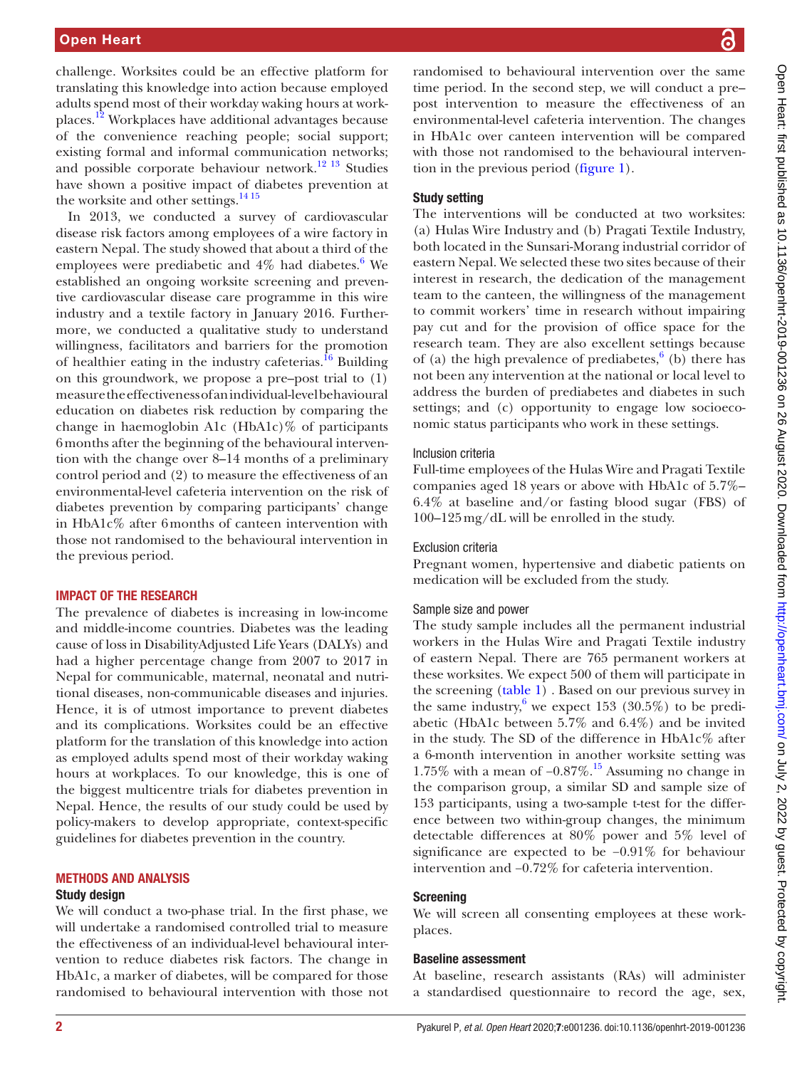challenge. Worksites could be an effective platform for translating this knowledge into action because employed adults spend most of their workday waking hours at workplaces.[12] Workplaces have additional advantages because of the convenience reaching people; social support; existing formal and informal communication networks; and possible corporate behaviour network.[12 13] Studies have shown a positive impact of diabetes prevention at the worksite and other settings.[14 15]

In 2013, we conducted a survey of cardiovascular disease risk factors among employees of a wire factory in eastern Nepal. The study showed that about a third of the employees were prediabetic and 4% had diabetes.[6] We established an ongoing worksite screening and preventive cardiovascular disease care programme in this wire industry and a textile factory in January 2016. Furthermore, we conducted a qualitative study to understand willingness, facilitators and barriers for the promotion of healthier eating in the industry cafeterias.[16] Building on this groundwork, we propose a pre–post trial to (1) measure the effectiveness of an individual-level behavioural education on diabetes risk reduction by comparing the change in haemoglobin A1c (HbA1c)% of participants 6 months after the beginning of the behavioural intervention with the change over 8–14 months of a preliminary control period and (2) to measure the effectiveness of an environmental-level cafeteria intervention on the risk of diabetes prevention by comparing participants' change in HbA1c% after 6 months of canteen intervention with those not randomised to the behavioural intervention in the previous period.

## IMPACT OF THE RESEARCH

The prevalence of diabetes is increasing in low-income and middle-income countries. Diabetes was the leading cause of loss in DisabilityAdjusted Life Years (DALYs) and had a higher percentage change from 2007 to 2017 in Nepal for communicable, maternal, neonatal and nutritional diseases, non-communicable diseases and injuries. Hence, it is of utmost importance to prevent diabetes and its complications. Worksites could be an effective platform for the translation of this knowledge into action as employed adults spend most of their workday waking hours at workplaces. To our knowledge, this is one of the biggest multicentre trials for diabetes prevention in Nepal. Hence, the results of our study could be used by policy-makers to develop appropriate, context-specific guidelines for diabetes prevention in the country.

## METHODS AND ANALYSIS

### Study design

We will conduct a two-phase trial. In the first phase, we will undertake a randomised controlled trial to measure the effectiveness of an individual-level behavioural intervention to reduce diabetes risk factors. The change in HbA1c, a marker of diabetes, will be compared for those randomised to behavioural intervention with those not randomised to behavioural intervention over the same time period. In the second step, we will conduct a pre–post intervention to measure the effectiveness of an environmental-level cafeteria intervention. The changes in HbA1c over canteen intervention will be compared with those not randomised to the behavioural intervention in the previous period (figure 1).

### Study setting

The interventions will be conducted at two worksites: (a) Hulas Wire Industry and (b) Pragati Textile Industry, both located in the Sunsari-Morang industrial corridor of eastern Nepal. We selected these two sites because of their interest in research, the dedication of the management team to the canteen, the willingness of the management to commit workers' time in research without impairing pay cut and for the provision of office space for the research team. They are also excellent settings because of (a) the high prevalence of prediabetes,[6] (b) there has not been any intervention at the national or local level to address the burden of prediabetes and diabetes in such settings; and (c) opportunity to engage low socioeconomic status participants who work in these settings.

#### Inclusion criteria

Full-time employees of the Hulas Wire and Pragati Textile companies aged 18 years or above with HbA1c of 5.7%–6.4% at baseline and/or fasting blood sugar (FBS) of 100–125 mg/dL will be enrolled in the study.

#### Exclusion criteria

Pregnant women, hypertensive and diabetic patients on medication will be excluded from the study.

#### Sample size and power

The study sample includes all the permanent industrial workers in the Hulas Wire and Pragati Textile industry of eastern Nepal. There are 765 permanent workers at these worksites. We expect 500 of them will participate in the screening (table 1) . Based on our previous survey in the same industry,[6] we expect 153 (30.5%) to be prediabetic (HbA1c between 5.7% and 6.4%) and be invited in the study. The SD of the difference in HbA1c% after a 6-month intervention in another worksite setting was 1.75% with a mean of −0.87%.[15] Assuming no change in the comparison group, a similar SD and sample size of 153 participants, using a two-sample t-test for the difference between two within-group changes, the minimum detectable differences at 80% power and 5% level of significance are expected to be −0.91% for behaviour intervention and −0.72% for cafeteria intervention.

### Screening

We will screen all consenting employees at these workplaces.

### Baseline assessment

At baseline, research assistants (RAs) will administer a standardised questionnaire to record the age, sex,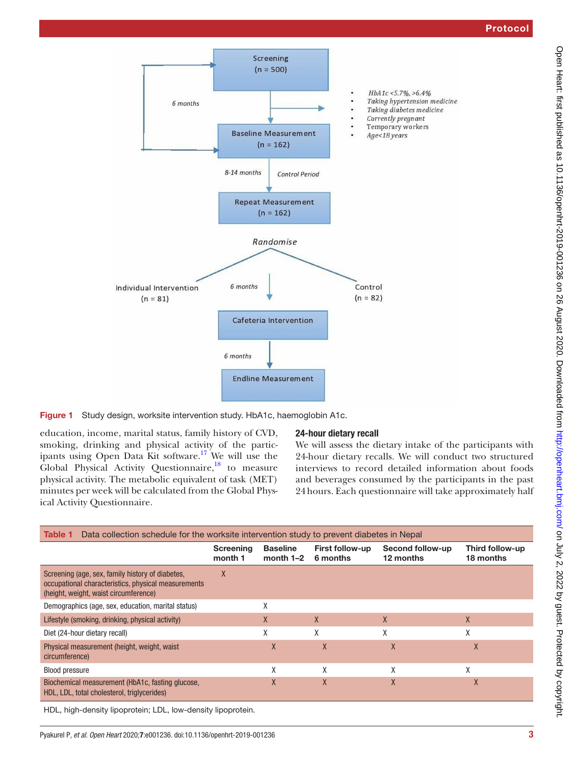Figure 1 Study design, worksite intervention study. HbA1c, haemoglobin A1c.

education, income, marital status, family history of CVD, smoking, drinking and physical activity of the participants using Open Data Kit software.[17] We will use the Global Physical Activity Questionnaire,[18] to measure physical activity. The metabolic equivalent of task (MET) minutes per week will be calculated from the Global Physical Activity Questionnaire.

### 24-hour dietary recall

We will assess the dietary intake of the participants with 24-hour dietary recalls. We will conduct two structured interviews to record detailed information about foods and beverages consumed by the participants in the past 24 hours. Each questionnaire will take approximately half

**Table 1** Data collection schedule for the worksite intervention study to prevent diabetes in Nepal

| | Screening month 1 | Baseline month 1–2 | First follow-up 6 months | Second follow-up 12 months | Third follow-up 18 months |
|---|---|---|---|---|---|
| Screening (age, sex, family history of diabetes, occupational characteristics, physical measurements (height, weight, waist circumference) | X | | | | |
| Demographics (age, sex, education, marital status) | | X | | | |
| Lifestyle (smoking, drinking, physical activity) | | X | X | X | X |
| Diet (24-hour dietary recall) | | X | X | X | X |
| Physical measurement (height, weight, waist circumference) | | X | X | X | X |
| Blood pressure | | X | X | X | X |
| Biochemical measurement (HbA1c, fasting glucose, HDL, LDL, total cholesterol, triglycerides) | | X | X | X | X |

HDL, high-density lipoprotein; LDL, low-density lipoprotein.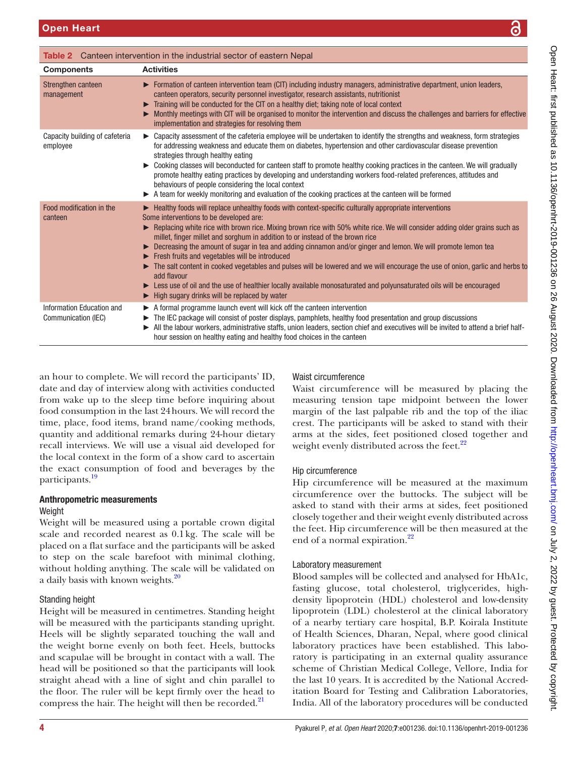**Table 2** Canteen intervention in the industrial sector of eastern Nepal

| Components | Activities |
|---|---|
| Strengthen canteen management | ► Formation of canteen intervention team (CIT) including industry managers, administrative department, union leaders, canteen operators, security personnel investigator, research assistants, nutritionist<br>► Training will be conducted for the CIT on a healthy diet; taking note of local context<br>► Monthly meetings with CIT will be organised to monitor the intervention and discuss the challenges and barriers for effective implementation and strategies for resolving them |
| Capacity building of cafeteria employee | ► Capacity assessment of the cafeteria employee will be undertaken to identify the strengths and weakness, form strategies for addressing weakness and educate them on diabetes, hypertension and other cardiovascular disease prevention strategies through healthy eating<br>► Cooking classes will beconducted for canteen staff to promote healthy cooking practices in the canteen. We will gradually promote healthy eating practices by developing and understanding workers food-related preferences, attitudes and behaviours of people considering the local context<br>► A team for weekly monitoring and evaluation of the cooking practices at the canteen will be formed |
| Food modification in the canteen | ► Healthy foods will replace unhealthy foods with context-specific culturally appropriate interventions<br>Some interventions to be developed are:<br>► Replacing white rice with brown rice. Mixing brown rice with 50% white rice. We will consider adding older grains such as millet, finger millet and sorghum in addition to or instead of the brown rice<br>► Decreasing the amount of sugar in tea and adding cinnamon and/or ginger and lemon. We will promote lemon tea<br>► Fresh fruits and vegetables will be introduced<br>► The salt content in cooked vegetables and pulses will be lowered and we will encourage the use of onion, garlic and herbs to add flavour<br>► Less use of oil and the use of healthier locally available monosaturated and polyunsaturated oils will be encouraged<br>► High sugary drinks will be replaced by water |
| Information Education and Communication (IEC) | ► A formal programme launch event will kick off the canteen intervention<br>► The IEC package will consist of poster displays, pamphlets, healthy food presentation and group discussions<br>► All the labour workers, administrative staffs, union leaders, section chief and executives will be invited to attend a brief half-hour session on healthy eating and healthy food choices in the canteen |

an hour to complete. We will record the participants' ID, date and day of interview along with activities conducted from wake up to the sleep time before inquiring about food consumption in the last 24 hours. We will record the time, place, food items, brand name/cooking methods, quantity and additional remarks during 24-hour dietary recall interviews. We will use a visual aid developed for the local context in the form of a show card to ascertain the exact consumption of food and beverages by the participants.[19]

### Anthropometric measurements

#### Weight

Weight will be measured using a portable crown digital scale and recorded nearest as 0.1 kg. The scale will be placed on a flat surface and the participants will be asked to step on the scale barefoot with minimal clothing, without holding anything. The scale will be validated on a daily basis with known weights.[20]

#### Standing height

Height will be measured in centimetres. Standing height will be measured with the participants standing upright. Heels will be slightly separated touching the wall and the weight borne evenly on both feet. Heels, buttocks and scapulae will be brought in contact with a wall. The head will be positioned so that the participants will look straight ahead with a line of sight and chin parallel to the floor. The ruler will be kept firmly over the head to compress the hair. The height will then be recorded.[21]

#### Waist circumference

Waist circumference will be measured by placing the measuring tension tape midpoint between the lower margin of the last palpable rib and the top of the iliac crest. The participants will be asked to stand with their arms at the sides, feet positioned closed together and weight evenly distributed across the feet.[22]

#### Hip circumference

Hip circumference will be measured at the maximum circumference over the buttocks. The subject will be asked to stand with their arms at sides, feet positioned closely together and their weight evenly distributed across the feet. Hip circumference will be then measured at the end of a normal expiration.[22]

#### Laboratory measurement

Blood samples will be collected and analysed for HbA1c, fasting glucose, total cholesterol, triglycerides, high-density lipoprotein (HDL) cholesterol and low-density lipoprotein (LDL) cholesterol at the clinical laboratory of a nearby tertiary care hospital, B.P. Koirala Institute of Health Sciences, Dharan, Nepal, where good clinical laboratory practices have been established. This laboratory is participating in an external quality assurance scheme of Christian Medical College, Vellore, India for the last 10 years. It is accredited by the National Accreditation Board for Testing and Calibration Laboratories, India. All of the laboratory procedures will be conducted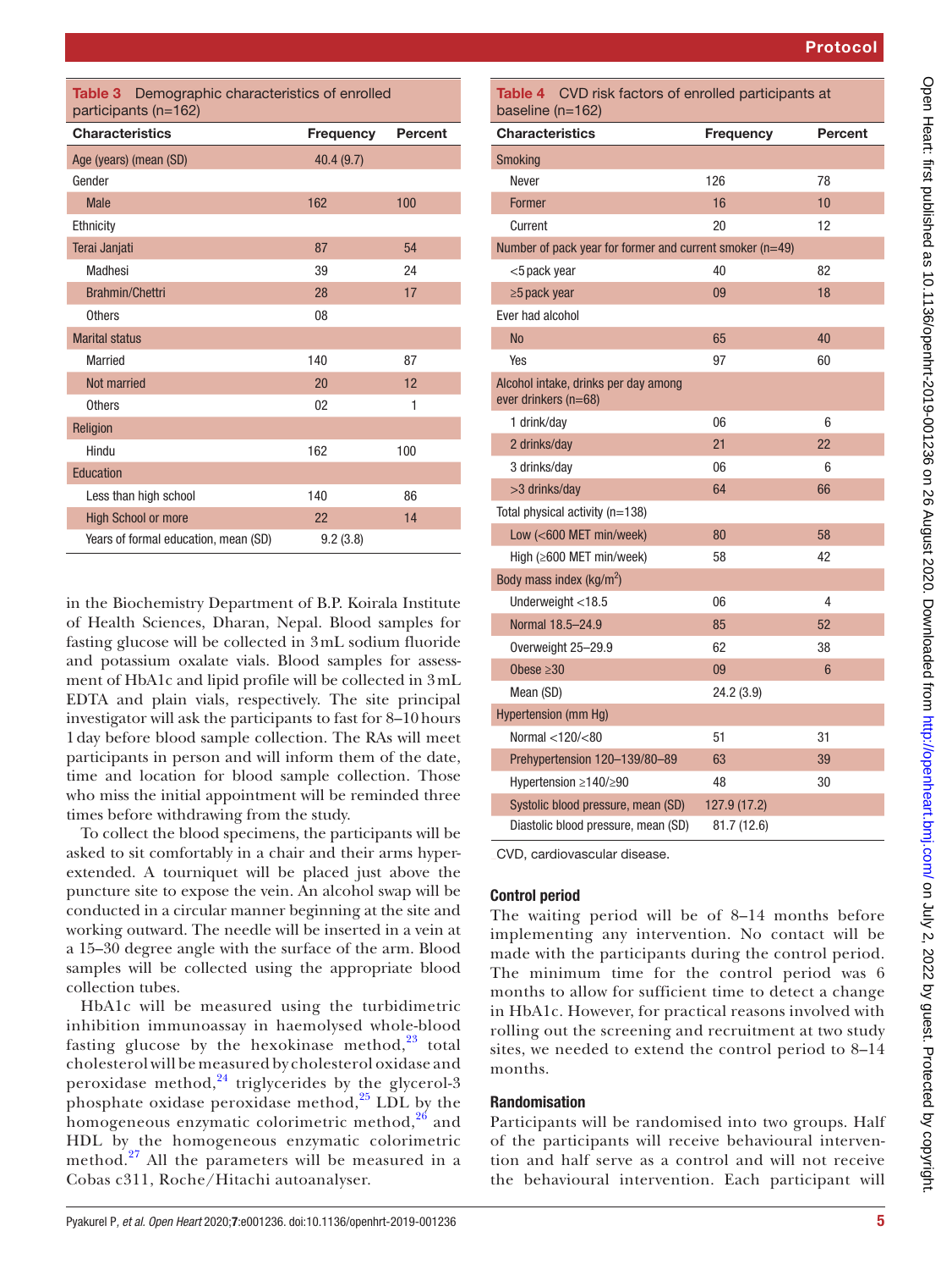**Table 3** Demographic characteristics of enrolled participants (n=162)

| Characteristics | Frequency | Percent |
|---|---|---|
| Age (years) (mean (SD) | 40.4 (9.7) | |
| Gender | | |
| Male | 162 | 100 |
| Ethnicity | | |
| Terai Janjati | 87 | 54 |
| Madhesi | 39 | 24 |
| Brahmin/Chettri | 28 | 17 |
| Others | 08 | |
| Marital status | | |
| Married | 140 | 87 |
| Not married | 20 | 12 |
| Others | 02 | 1 |
| Religion | | |
| Hindu | 162 | 100 |
| Education | | |
| Less than high school | 140 | 86 |
| High School or more | 22 | 14 |
| Years of formal education, mean (SD) | 9.2 (3.8) | |

in the Biochemistry Department of B.P. Koirala Institute of Health Sciences, Dharan, Nepal. Blood samples for fasting glucose will be collected in 3mL sodium fluoride and potassium oxalate vials. Blood samples for assessment of HbA1c and lipid profile will be collected in 3mL EDTA and plain vials, respectively. The site principal investigator will ask the participants to fast for 8–10 hours 1day before blood sample collection. The RAs will meet participants in person and will inform them of the date, time and location for blood sample collection. Those who miss the initial appointment will be reminded three times before withdrawing from the study.

To collect the blood specimens, the participants will be asked to sit comfortably in a chair and their arms hyperextended. A tourniquet will be placed just above the puncture site to expose the vein. An alcohol swap will be conducted in a circular manner beginning at the site and working outward. The needle will be inserted in a vein at a 15–30 degree angle with the surface of the arm. Blood samples will be collected using the appropriate blood collection tubes.

HbA1c will be measured using the turbidimetric inhibition immunoassay in haemolysed whole-blood fasting glucose by the hexokinase method,[23] total cholesterol will be measured by cholesterol oxidase and peroxidase method,[24] triglycerides by the glycerol-3 phosphate oxidase peroxidase method,[25] LDL by the homogeneous enzymatic colorimetric method,[26] and HDL by the homogeneous enzymatic colorimetric method.[27] All the parameters will be measured in a Cobas c311, Roche/Hitachi autoanalyser.

**Table 4** CVD risk factors of enrolled participants at baseline (n=162)

| Characteristics | Frequency | Percent |
|---|---|---|
| Smoking | | |
| Never | 126 | 78 |
| Former | 16 | 10 |
| Current | 20 | 12 |
| Number of pack year for former and current smoker (n=49) | | |
| <5 pack year | 40 | 82 |
| ≥5 pack year | 09 | 18 |
| Ever had alcohol | | |
| No | 65 | 40 |
| Yes | 97 | 60 |
| Alcohol intake, drinks per day among ever drinkers (n=68) | | |
| 1 drink/day | 06 | 6 |
| 2 drinks/day | 21 | 22 |
| 3 drinks/day | 06 | 6 |
| >3 drinks/day | 64 | 66 |
| Total physical activity (n=138) | | |
| Low (<600 MET min/week) | 80 | 58 |
| High (≥600 MET min/week) | 58 | 42 |
| Body mass index (kg/m$^2$) | | |
| Underweight <18.5 | 06 | 4 |
| Normal 18.5–24.9 | 85 | 52 |
| Overweight 25–29.9 | 62 | 38 |
| Obese ≥30 | 09 | 6 |
| Mean (SD) | 24.2 (3.9) | |
| Hypertension (mm Hg) | | |
| Normal <120/<80 | 51 | 31 |
| Prehypertension 120–139/80–89 | 63 | 39 |
| Hypertension ≥140/≥90 | 48 | 30 |
| Systolic blood pressure, mean (SD) | 127.9 (17.2) | |
| Diastolic blood pressure, mean (SD) | 81.7 (12.6) | |

CVD, cardiovascular disease.

### Control period

The waiting period will be of 8–14 months before implementing any intervention. No contact will be made with the participants during the control period. The minimum time for the control period was 6 months to allow for sufficient time to detect a change in HbA1c. However, for practical reasons involved with rolling out the screening and recruitment at two study sites, we needed to extend the control period to 8–14 months.

### Randomisation

Participants will be randomised into two groups. Half of the participants will receive behavioural intervention and half serve as a control and will not receive the behavioural intervention. Each participant will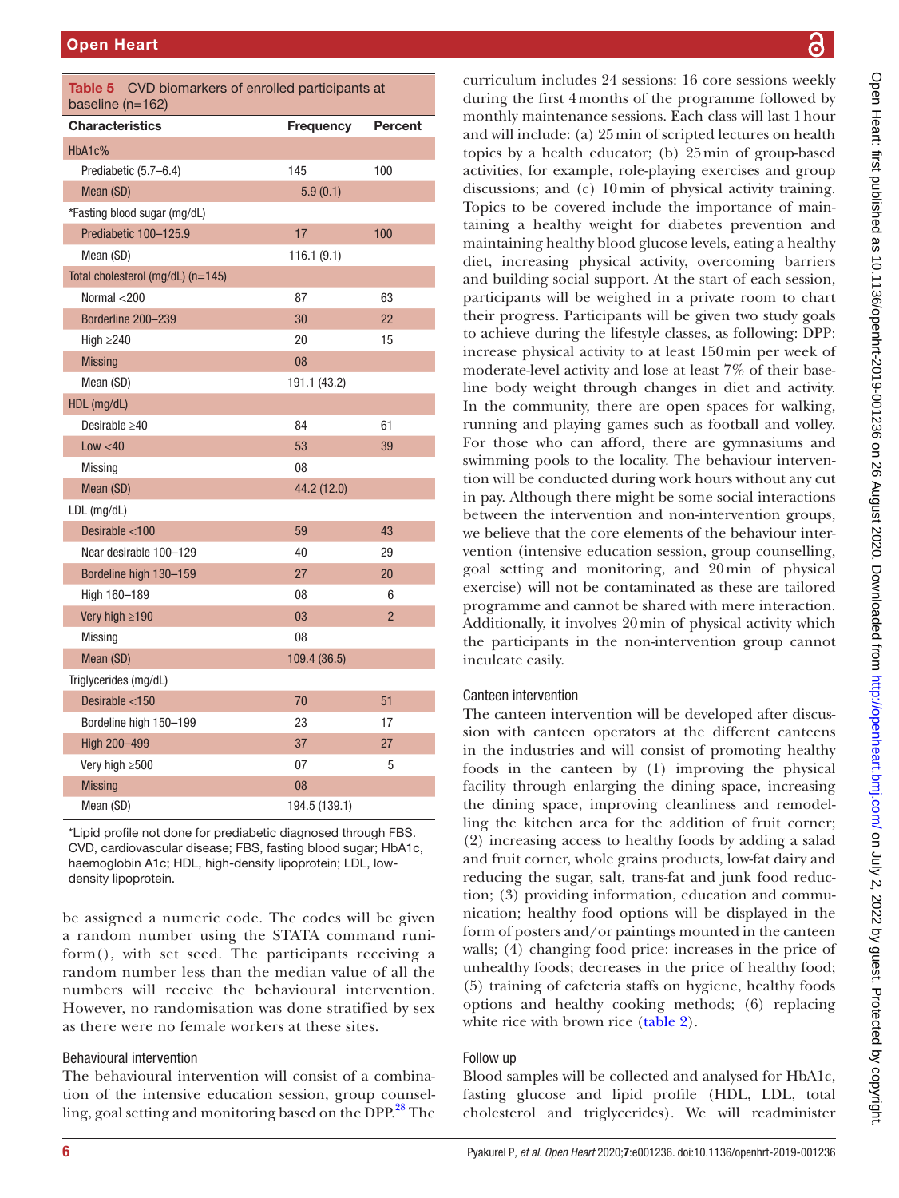**Table 5** CVD biomarkers of enrolled participants at baseline (n=162)

| Characteristics | Frequency | Percent |
|---|---|---|
| HbA1c% | | |
| Prediabetic (5.7–6.4) | 145 | 100 |
| Mean (SD) | 5.9 (0.1) | |
| *Fasting blood sugar (mg/dL) | | |
| Prediabetic 100–125.9 | 17 | 100 |
| Mean (SD) | 116.1 (9.1) | |
| Total cholesterol (mg/dL) (n=145) | | |
| Normal <200 | 87 | 63 |
| Borderline 200–239 | 30 | 22 |
| High ≥240 | 20 | 15 |
| Missing | 08 | |
| Mean (SD) | 191.1 (43.2) | |
| HDL (mg/dL) | | |
| Desirable ≥40 | 84 | 61 |
| Low <40 | 53 | 39 |
| Missing | 08 | |
| Mean (SD) | 44.2 (12.0) | |
| LDL (mg/dL) | | |
| Desirable <100 | 59 | 43 |
| Near desirable 100–129 | 40 | 29 |
| Bordeline high 130–159 | 27 | 20 |
| High 160–189 | 08 | 6 |
| Very high ≥190 | 03 | 2 |
| Missing | 08 | |
| Mean (SD) | 109.4 (36.5) | |
| Triglycerides (mg/dL) | | |
| Desirable <150 | 70 | 51 |
| Bordeline high 150–199 | 23 | 17 |
| High 200–499 | 37 | 27 |
| Very high ≥500 | 07 | 5 |
| Missing | 08 | |
| Mean (SD) | 194.5 (139.1) | |

*Lipid profile not done for prediabetic diagnosed through FBS.
CVD, cardiovascular disease; FBS, fasting blood sugar; HbA1c, haemoglobin A1c; HDL, high-density lipoprotein; LDL, low-density lipoprotein.

be assigned a numeric code. The codes will be given a random number using the STATA command runiform(), with set seed. The participants receiving a random number less than the median value of all the numbers will receive the behavioural intervention. However, no randomisation was done stratified by sex as there were no female workers at these sites.

### Behavioural intervention

The behavioural intervention will consist of a combination of the intensive education session, group counselling, goal setting and monitoring based on the DPP.[28] The curriculum includes 24 sessions: 16 core sessions weekly during the first 4 months of the programme followed by monthly maintenance sessions. Each class will last 1 hour and will include: (a) 25 min of scripted lectures on health topics by a health educator; (b) 25 min of group-based activities, for example, role-playing exercises and group discussions; and (c) 10 min of physical activity training. Topics to be covered include the importance of maintaining a healthy weight for diabetes prevention and maintaining healthy blood glucose levels, eating a healthy diet, increasing physical activity, overcoming barriers and building social support. At the start of each session, participants will be weighed in a private room to chart their progress. Participants will be given two study goals to achieve during the lifestyle classes, as following: DPP: increase physical activity to at least 150 min per week of moderate-level activity and lose at least 7% of their baseline body weight through changes in diet and activity. In the community, there are open spaces for walking, running and playing games such as football and volley. For those who can afford, there are gymnasiums and swimming pools to the locality. The behaviour intervention will be conducted during work hours without any cut in pay. Although there might be some social interactions between the intervention and non-intervention groups, we believe that the core elements of the behaviour intervention (intensive education session, group counselling, goal setting and monitoring, and 20 min of physical exercise) will not be contaminated as these are tailored programme and cannot be shared with mere interaction. Additionally, it involves 20 min of physical activity which the participants in the non-intervention group cannot inculcate easily.

### Canteen intervention

The canteen intervention will be developed after discussion with canteen operators at the different canteens in the industries and will consist of promoting healthy foods in the canteen by (1) improving the physical facility through enlarging the dining space, increasing the dining space, improving cleanliness and remodelling the kitchen area for the addition of fruit corner; (2) increasing access to healthy foods by adding a salad and fruit corner, whole grains products, low-fat dairy and reducing the sugar, salt, trans-fat and junk food reduction; (3) providing information, education and communication; healthy food options will be displayed in the form of posters and/or paintings mounted in the canteen walls; (4) changing food price: increases in the price of unhealthy foods; decreases in the price of healthy food; (5) training of cafeteria staffs on hygiene, healthy foods options and healthy cooking methods; (6) replacing white rice with brown rice (table 2).

### Follow up

Blood samples will be collected and analysed for HbA1c, fasting glucose and lipid profile (HDL, LDL, total cholesterol and triglycerides). We will readminister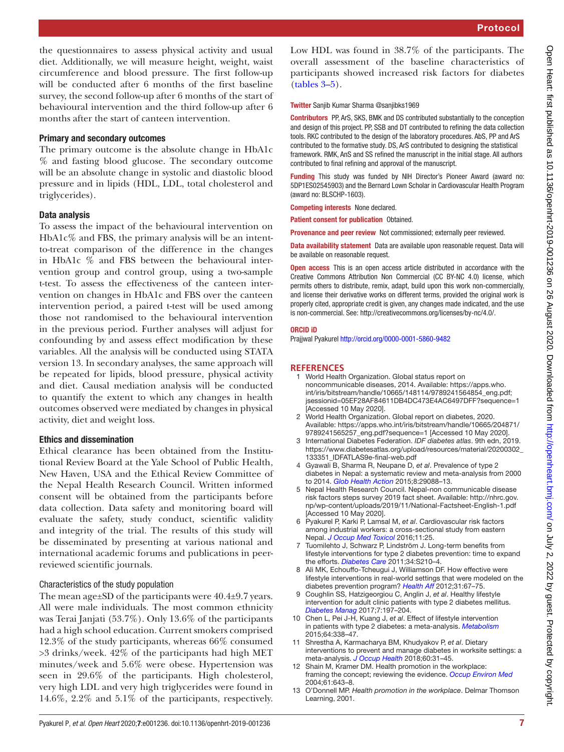the questionnaires to assess physical activity and usual diet. Additionally, we will measure height, weight, waist circumference and blood pressure. The first follow-up will be conducted after 6 months of the first baseline survey, the second follow-up after 6 months of the start of behavioural intervention and the third follow-up after 6 months after the start of canteen intervention.

### Primary and secondary outcomes

The primary outcome is the absolute change in HbA1c % and fasting blood glucose. The secondary outcome will be an absolute change in systolic and diastolic blood pressure and in lipids (HDL, LDL, total cholesterol and triglycerides).

### Data analysis

To assess the impact of the behavioural intervention on HbA1c% and FBS, the primary analysis will be an intent-to-treat comparison of the difference in the changes in HbA1c % and FBS between the behavioural intervention group and control group, using a two-sample t-test. To assess the effectiveness of the canteen intervention on changes in HbA1c and FBS over the canteen intervention period, a paired t-test will be used among those not randomised to the behavioural intervention in the previous period. Further analyses will adjust for confounding by and assess effect modification by these variables. All the analysis will be conducted using STATA version 13. In secondary analyses, the same approach will be repeated for lipids, blood pressure, physical activity and diet. Causal mediation analysis will be conducted to quantify the extent to which any changes in health outcomes observed were mediated by changes in physical activity, diet and weight loss.

### Ethics and dissemination

Ethical clearance has been obtained from the Institutional Review Board at the Yale School of Public Health, New Haven, USA and the Ethical Review Committee of the Nepal Health Research Council. Written informed consent will be obtained from the participants before data collection. Data safety and monitoring board will evaluate the safety, study conduct, scientific validity and integrity of the trial. The results of this study will be disseminated by presenting at various national and international academic forums and publications in peer-reviewed scientific journals.

### Characteristics of the study population

The mean age±SD of the participants were 40.4±9.7 years. All were male individuals. The most common ethnicity was Terai Janjati (53.7%). Only 13.6% of the participants had a high school education. Current smokers comprised 12.3% of the study participants, whereas 66% consumed >3 drinks/week. 42% of the participants had high MET minutes/week and 5.6% were obese. Hypertension was seen in 29.6% of the participants. High cholesterol, very high LDL and very high triglycerides were found in 14.6%, 2.2% and 5.1% of the participants, respectively. Low HDL was found in 38.7% of the participants. The overall assessment of the baseline characteristics of participants showed increased risk factors for diabetes (tables 3–5).

**Twitter** Sanjib Kumar Sharma @sanjibks1969

**Contributors** PP, ArS, SKS, BMK and DS contributed substantially to the conception and design of this project. PP, SSB and DT contributed to refining the data collection tools. RKC contributed to the design of the laboratory procedures. AbS, PP and ArS contributed to the formative study. DS, ArS contributed to designing the statistical framework. RMK, AnS and SS refined the manuscript in the initial stage. All authors contributed to final refining and approval of the manuscript.

**Funding** This study was funded by NIH Director's Pioneer Award (award no: 5DP1ES02545903) and the Bernard Lown Scholar in Cardiovascular Health Program (award no: BLSCHP-1603).

**Competing interests** None declared.

**Patient consent for publication** Obtained.

**Provenance and peer review** Not commissioned; externally peer reviewed.

**Data availability statement** Data are available upon reasonable request. Data will be available on reasonable request.

**Open access** This is an open access article distributed in accordance with the Creative Commons Attribution Non Commercial (CC BY-NC 4.0) license, which permits others to distribute, remix, adapt, build upon this work non-commercially, and license their derivative works on different terms, provided the original work is properly cited, appropriate credit is given, any changes made indicated, and the use is non-commercial. See: http://creativecommons.org/licenses/by-nc/4.0/.

**ORCID iD**

Prajjwal Pyakurel http://orcid.org/0000-0001-5860-9482

## REFERENCES

1. World Health Organization. Global status report on noncommunicable diseases, 2014. Available: https://apps.who.int/iris/bitstream/handle/10665/148114/9789241564854_eng.pdf;jsessionid=05EF28AF84611DB4DC473E4AC6497DFF?sequence=1 [Accessed 10 May 2020].
2. World Health Organization. Global report on diabetes, 2020. Available: https://apps.who.int/iris/bitstream/handle/10665/204871/9789241565257_eng.pdf?sequence=1 [Accessed 10 May 2020].
3. International Diabetes Federation. *IDF diabetes atlas*. 9th edn, 2019. https://www.diabetesatlas.org/upload/resources/material/20200302_133351_IDFATLAS9e-final-web.pdf
4. Gyawali B, Sharma R, Neupane D, *et al*. Prevalence of type 2 diabetes in Nepal: a systematic review and meta-analysis from 2000 to 2014. *Glob Health Action* 2015;8:29088–13.
5. Nepal Health Research Council. Nepal-non communicable disease risk factors steps survey 2019 fact sheet. Available: http://nhrc.gov.np/wp-content/uploads/2019/11/National-Factsheet-English-1.pdf [Accessed 10 May 2020].
6. Pyakurel P, Karki P, Lamsal M, *et al*. Cardiovascular risk factors among industrial workers: a cross-sectional study from eastern Nepal. *J Occup Med Toxicol* 2016;11:25.
7. Tuomilehto J, Schwarz P, Lindström J. Long-term benefits from lifestyle interventions for type 2 diabetes prevention: time to expand the efforts. *Diabetes Care* 2011;34:S210–4.
8. Ali MK, Echouffo-Tcheugui J, Williamson DF. How effective were lifestyle interventions in real-world settings that were modeled on the diabetes prevention program? *Health Aff* 2012;31:67–75.
9. Coughlin SS, Hatzigeorgiou C, Anglin J, *et al*. Healthy lifestyle intervention for adult clinic patients with type 2 diabetes mellitus. *Diabetes Manag* 2017;7:197–204.
10. Chen L, Pei J-H, Kuang J, *et al*. Effect of lifestyle intervention in patients with type 2 diabetes: a meta-analysis. *Metabolism* 2015;64:338–47.
11. Shrestha A, Karmacharya BM, Khudyakov P, *et al*. Dietary interventions to prevent and manage diabetes in worksite settings: a meta-analysis. *J Occup Health* 2018;60:31–45.
12. Shain M, Kramer DM. Health promotion in the workplace: framing the concept; reviewing the evidence. *Occup Environ Med* 2004;61:643–8.
13. O'Donnell MP. *Health promotion in the workplace*. Delmar Thomson Learning, 2001.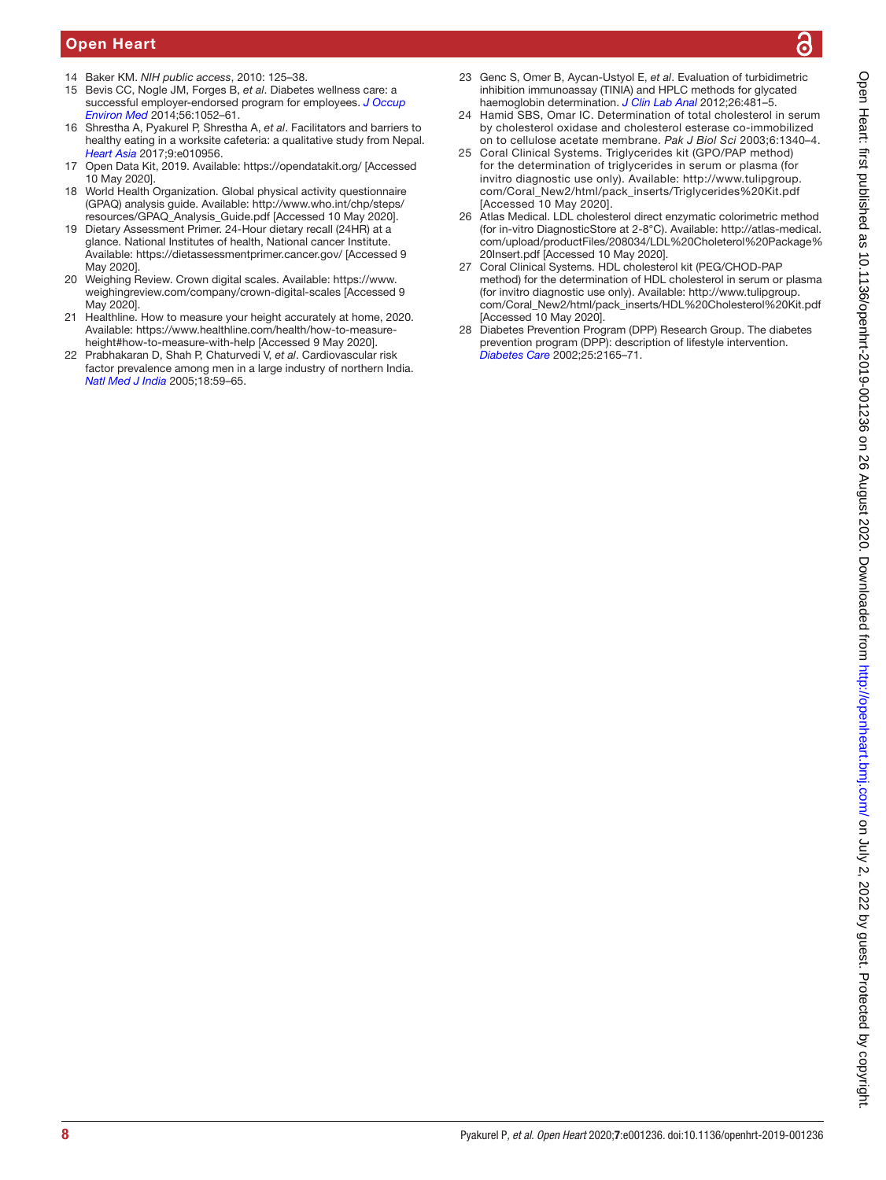14 Baker KM. *NIH public access*, 2010: 125–38.

15 Bevis CC, Nogle JM, Forges B, *et al*. Diabetes wellness care: a successful employer-endorsed program for employees. *J Occup Environ Med* 2014;56:1052–61.

16 Shrestha A, Pyakurel P, Shrestha A, *et al*. Facilitators and barriers to healthy eating in a worksite cafeteria: a qualitative study from Nepal. *Heart Asia* 2017;9:e010956.

17 Open Data Kit, 2019. Available: https://opendatakit.org/ [Accessed 10 May 2020].

18 World Health Organization. Global physical activity questionnaire (GPAQ) analysis guide. Available: http://www.who.int/chp/steps/resources/GPAQ_Analysis_Guide.pdf [Accessed 10 May 2020].

19 Dietary Assessment Primer. 24-Hour dietary recall (24HR) at a glance. National Institutes of health, National cancer Institute. Available: https://dietassessmentprimer.cancer.gov/ [Accessed 9 May 2020].

20 Weighing Review. Crown digital scales. Available: https://www.weighingreview.com/company/crown-digital-scales [Accessed 9 May 2020].

21 Healthline. How to measure your height accurately at home, 2020. Available: https://www.healthline.com/health/how-to-measure-height#how-to-measure-with-help [Accessed 9 May 2020].

22 Prabhakaran D, Shah P, Chaturvedi V, *et al*. Cardiovascular risk factor prevalence among men in a large industry of northern India. *Natl Med J India* 2005;18:59–65.

23 Genc S, Omer B, Aycan-Ustyol E, *et al*. Evaluation of turbidimetric inhibition immunoassay (TINIA) and HPLC methods for glycated haemoglobin determination. *J Clin Lab Anal* 2012;26:481–5.

24 Hamid SBS, Omar IC. Determination of total cholesterol in serum by cholesterol oxidase and cholesterol esterase co-immobilized on to cellulose acetate membrane. *Pak J Biol Sci* 2003;6:1340–4.

25 Coral Clinical Systems. Triglycerides kit (GPO/PAP method) for the determination of triglycerides in serum or plasma (for invitro diagnostic use only). Available: http://www.tulipgroup.com/Coral_New2/html/pack_inserts/Triglycerides%20Kit.pdf [Accessed 10 May 2020].

26 Atlas Medical. LDL cholesterol direct enzymatic colorimetric method (for in-vitro DiagnosticStore at 2-8°C). Available: http://atlas-medical.com/upload/productFiles/208034/LDL%20Choleterol%20Package%20Insert.pdf [Accessed 10 May 2020].

27 Coral Clinical Systems. HDL cholesterol kit (PEG/CHOD-PAP method) for the determination of HDL cholesterol in serum or plasma (for invitro diagnostic use only). Available: http://www.tulipgroup.com/Coral_New2/html/pack_inserts/HDL%20Cholesterol%20Kit.pdf [Accessed 10 May 2020].

28 Diabetes Prevention Program (DPP) Research Group. The diabetes prevention program (DPP): description of lifestyle intervention. *Diabetes Care* 2002;25:2165–71.